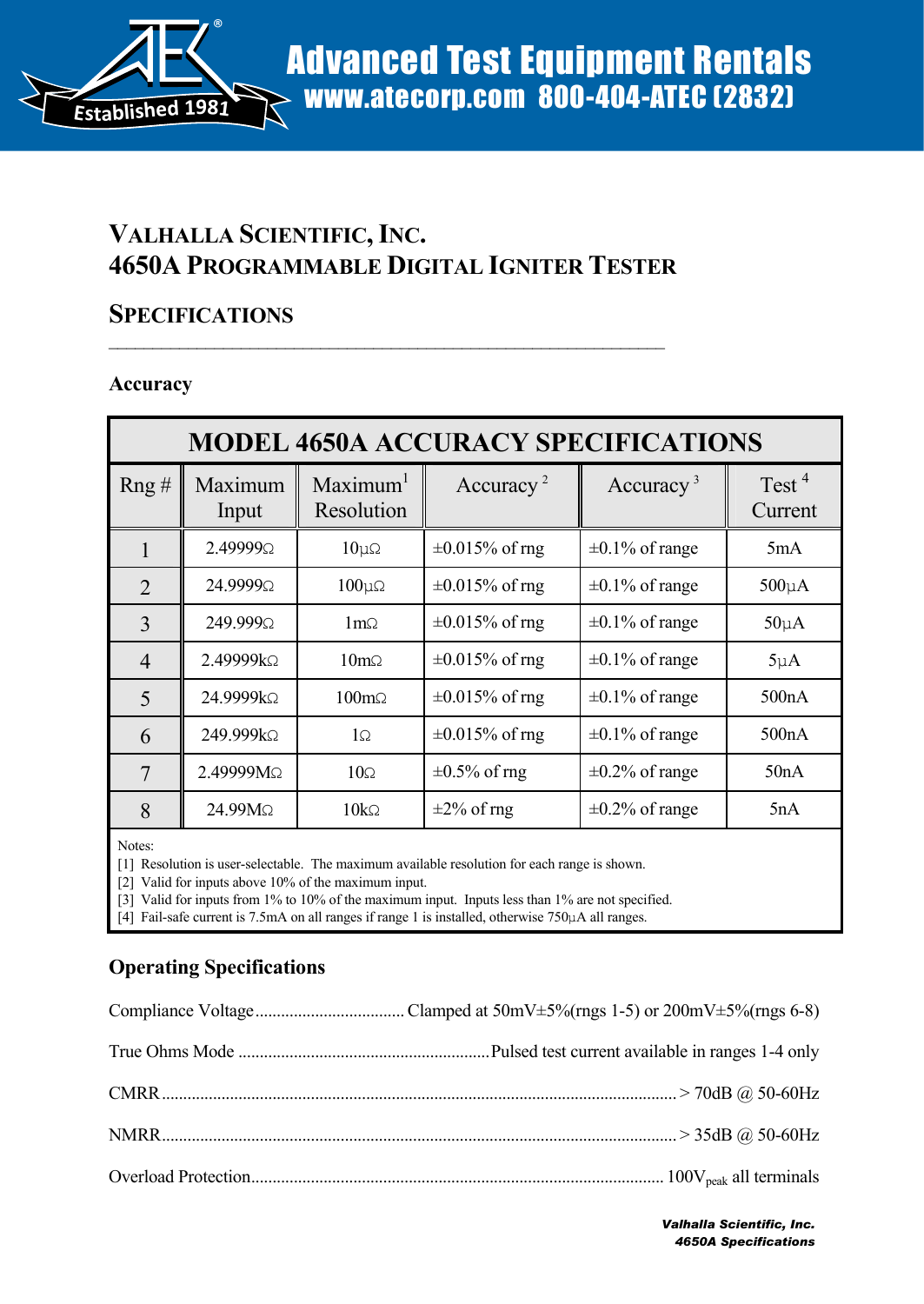# Valhalla Scientific, Inc.
# 4650A Programmable Digital Igniter Tester

## Specifications

### Accuracy

| MODEL 4650A ACCURACY SPECIFICATIONS | | | | | |
|---|---|---|---|---|---|
| Rng # | Maximum Input | Maximum[1] Resolution | Accuracy[2] | Accuracy[3] | Test[4] Current |
| 1 | 2.49999Ω | 10µΩ | ±0.015% of rng | ±0.1% of range | 5mA |
| 2 | 24.9999Ω | 100µΩ | ±0.015% of rng | ±0.1% of range | 500µA |
| 3 | 249.999Ω | 1mΩ | ±0.015% of rng | ±0.1% of range | 50µA |
| 4 | 2.49999kΩ | 10mΩ | ±0.015% of rng | ±0.1% of range | 5µA |
| 5 | 24.9999kΩ | 100mΩ | ±0.015% of rng | ±0.1% of range | 500nA |
| 6 | 249.999kΩ | 1Ω | ±0.015% of rng | ±0.1% of range | 500nA |
| 7 | 2.49999MΩ | 10Ω | ±0.5% of rng | ±0.2% of range | 50nA |
| 8 | 24.99MΩ | 10kΩ | ±2% of rng | ±0.2% of range | 5nA |

Notes:
[1] Resolution is user-selectable. The maximum available resolution for each range is shown.
[2] Valid for inputs above 10% of the maximum input.
[3] Valid for inputs from 1% to 10% of the maximum input. Inputs less than 1% are not specified.
[4] Fail-safe current is 7.5mA on all ranges if range 1 is installed, otherwise 750µA all ranges.

### Operating Specifications

Compliance Voltage .................................. Clamped at 50mV±5%(rngs 1-5) or 200mV±5%(rngs 6-8)

True Ohms Mode .......................................................... Pulsed test current available in ranges 1-4 only

CMRR .................................................................................................................... > 70dB @ 50-60Hz

NMRR .................................................................................................................... > 35dB @ 50-60Hz

Overload Protection ................................................................................................ $100V_{peak}$ all terminals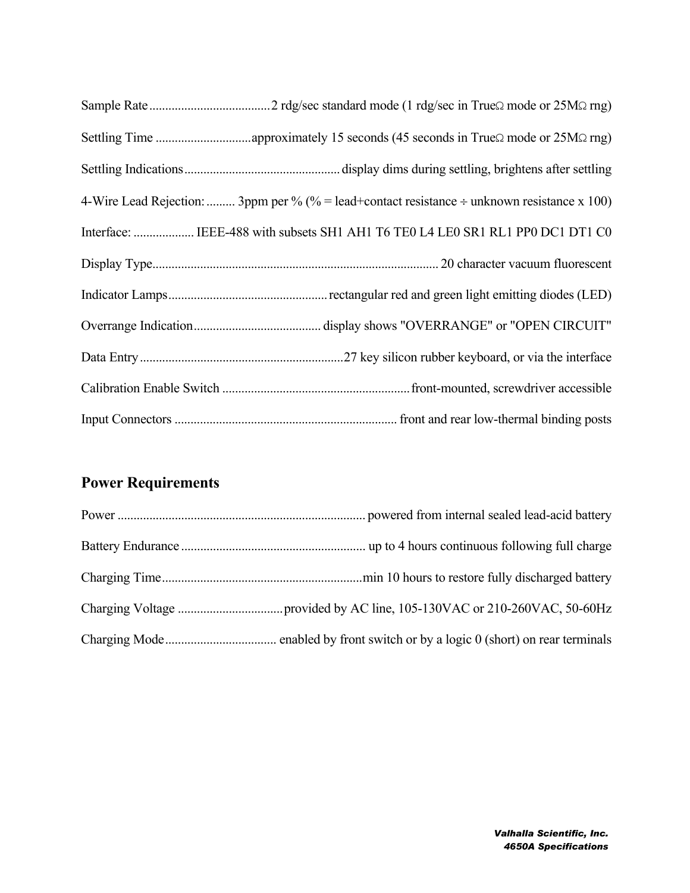Sample Rate ...................................... 2 rdg/sec standard mode (1 rdg/sec in TrueΩ mode or 25MΩ rng)

Settling Time ............................. approximately 15 seconds (45 seconds in TrueΩ mode or 25MΩ rng)

Settling Indications ................................................ display dims during settling, brightens after settling

4-Wire Lead Rejection: ......... 3ppm per % (% = lead+contact resistance ÷ unknown resistance x 100)

Interface: .................. IEEE-488 with subsets SH1 AH1 T6 TE0 L4 LE0 SR1 RL1 PP0 DC1 DT1 C0

Display Type ......................................................................................... 20 character vacuum fluorescent

Indicator Lamps ................................................. rectangular red and green light emitting diodes (LED)

Overrange Indication ........................................ display shows "OVERRANGE" or "OPEN CIRCUIT"

Data Entry ................................................................ 27 key silicon rubber keyboard, or via the interface

Calibration Enable Switch ........................................................... front-mounted, screwdriver accessible

Input Connectors ..................................................................... front and rear low-thermal binding posts

## Power Requirements

Power ............................................................................ powered from internal sealed lead-acid battery

Battery Endurance .......................................................... up to 4 hours continuous following full charge

Charging Time .............................................................. min 10 hours to restore fully discharged battery

Charging Voltage ................................ provided by AC line, 105-130VAC or 210-260VAC, 50-60Hz

Charging Mode .................................. enabled by front switch or by a logic 0 (short) on rear terminals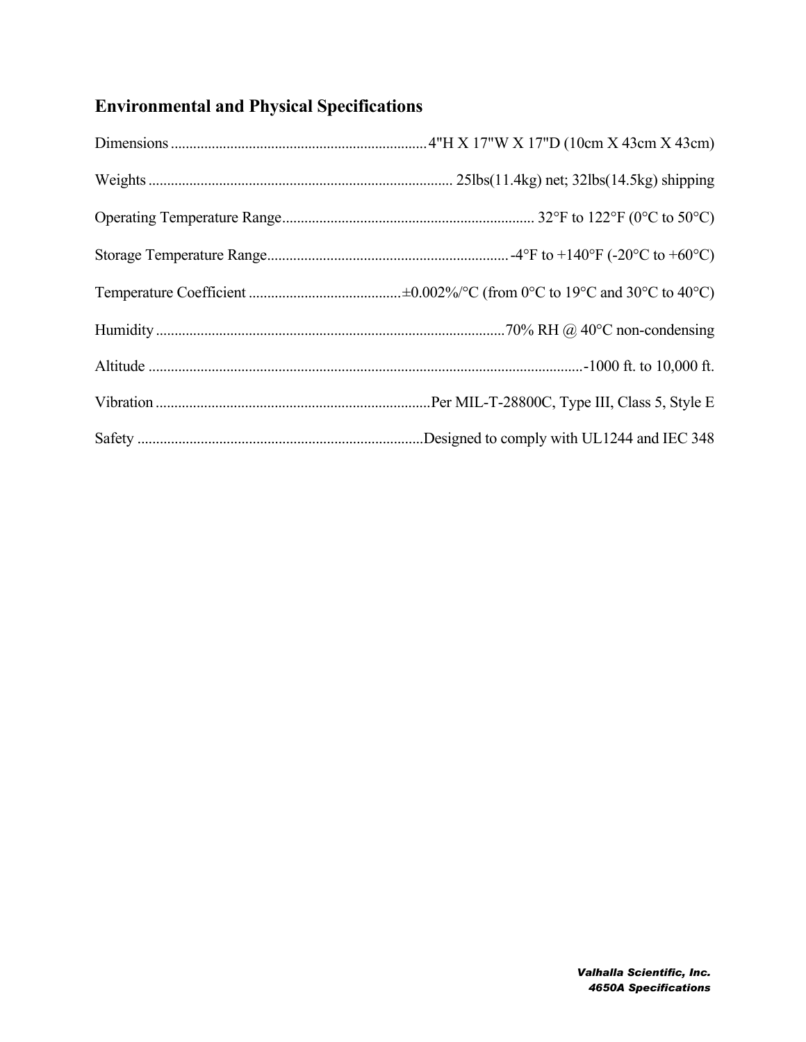## Environmental and Physical Specifications

Dimensions ........................................ 4"H X 17"W X 17"D (10cm X 43cm X 43cm)

Weights ........................................ 25lbs(11.4kg) net; 32lbs(14.5kg) shipping

Operating Temperature Range ........................................ 32°F to 122°F (0°C to 50°C)

Storage Temperature Range ........................................ -4°F to +140°F (-20°C to +60°C)

Temperature Coefficient ........................................ ±0.002%/°C (from 0°C to 19°C and 30°C to 40°C)

Humidity ........................................ 70% RH @ 40°C non-condensing

Altitude ........................................ -1000 ft. to 10,000 ft.

Vibration ........................................ Per MIL-T-28800C, Type III, Class 5, Style E

Safety ........................................ Designed to comply with UL1244 and IEC 348